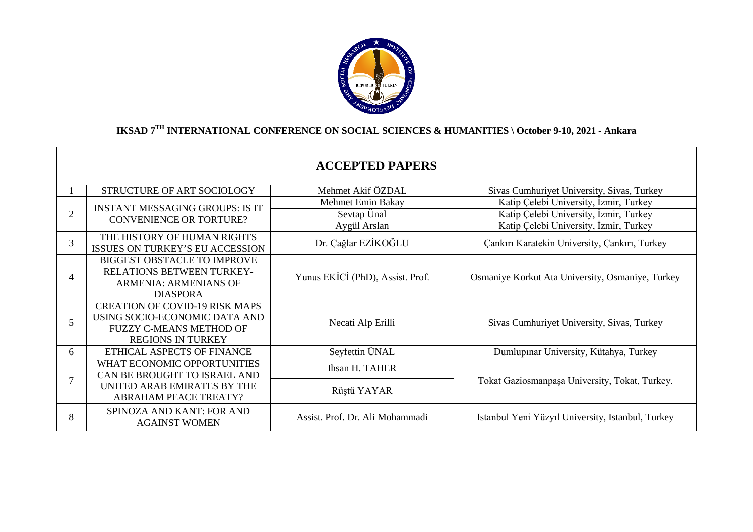**IKSAD 7TH INTERNATIONAL CONFERENCE ON SOCIAL SCIENCES & HUMANITIES \ October 9-10, 2021 - Ankara**

## ACCEPTED PAPERS

| No | Title | Author | Affiliation |
|---|---|---|---|
| 1 | STRUCTURE OF ART SOCIOLOGY | Mehmet Akif ÖZDAL | Sivas Cumhuriyet University, Sivas, Turkey |
| 2 | INSTANT MESSAGING GROUPS: IS IT CONVENIENCE OR TORTURE? | Mehmet Emin Bakay | Katip Çelebi University, İzmir, Turkey |
| | | Sevtap Ünal | Katip Çelebi University, İzmir, Turkey |
| | | Aygül Arslan | Katip Çelebi University, İzmir, Turkey |
| 3 | THE HISTORY OF HUMAN RIGHTS ISSUES ON TURKEY'S EU ACCESSION | Dr. Çağlar EZİKOĞLU | Çankırı Karatekin University, Çankırı, Turkey |
| 4 | BIGGEST OBSTACLE TO IMPROVE RELATIONS BETWEEN TURKEY-ARMENIA: ARMENIANS OF DIASPORA | Yunus EKİCİ (PhD), Assist. Prof. | Osmaniye Korkut Ata University, Osmaniye, Turkey |
| 5 | CREATION OF COVID-19 RISK MAPS USING SOCIO-ECONOMIC DATA AND FUZZY C-MEANS METHOD OF REGIONS IN TURKEY | Necati Alp Erilli | Sivas Cumhuriyet University, Sivas, Turkey |
| 6 | ETHICAL ASPECTS OF FINANCE | Seyfettin ÜNAL | Dumlupınar University, Kütahya, Turkey |
| 7 | WHAT ECONOMIC OPPORTUNITIES CAN BE BROUGHT TO ISRAEL AND UNITED ARAB EMIRATES BY THE ABRAHAM PEACE TREATY? | Ihsan H. TAHER | Tokat Gaziosmanpaşa University, Tokat, Turkey. |
| | | Rüştü YAYAR | |
| 8 | SPINOZA AND KANT: FOR AND AGAINST WOMEN | Assist. Prof. Dr. Ali Mohammadi | Istanbul Yeni Yüzyıl University, Istanbul, Turkey |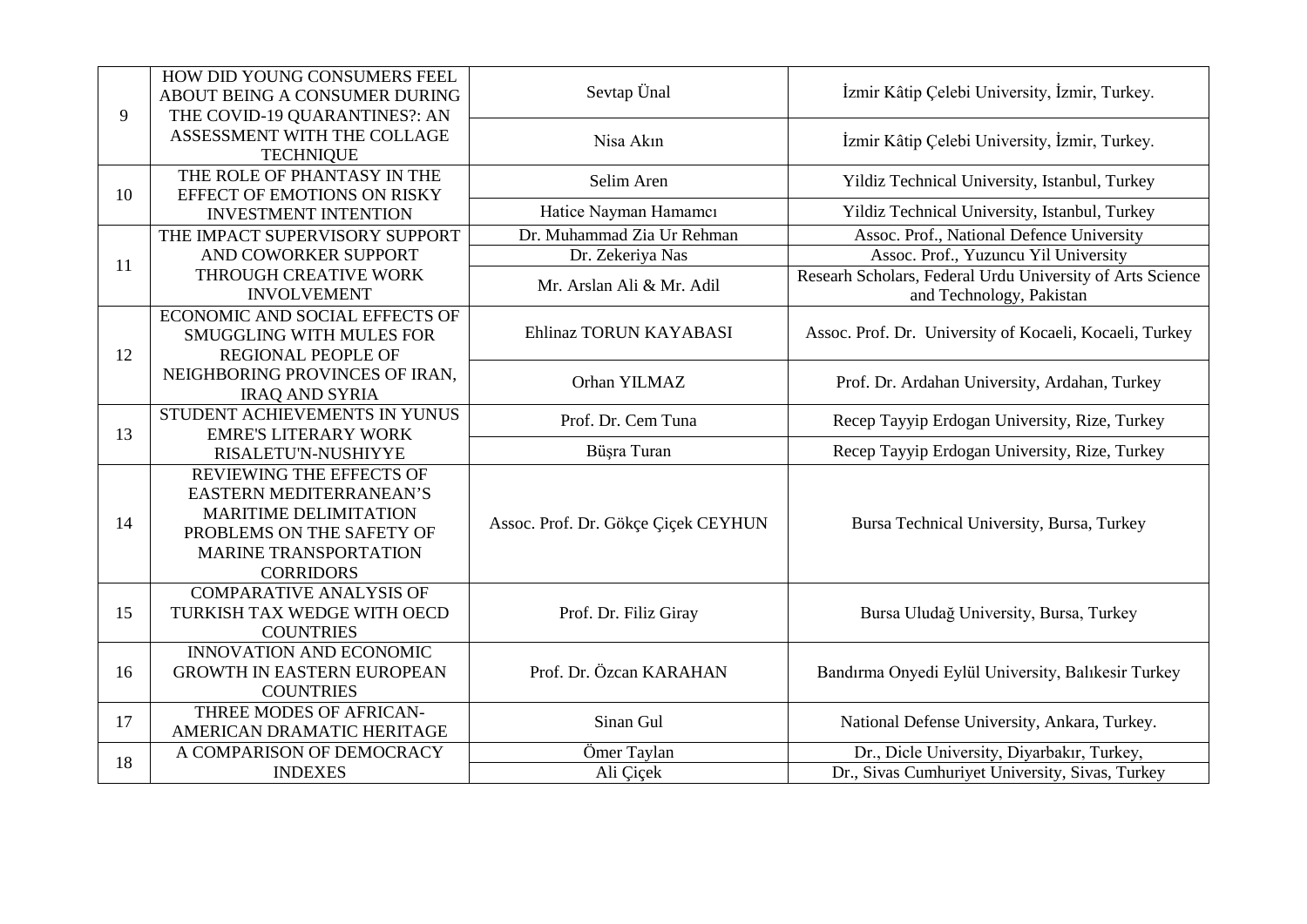| | | | |
|---|---|---|---|
| 9 | HOW DID YOUNG CONSUMERS FEEL ABOUT BEING A CONSUMER DURING THE COVID-19 QUARANTINES?: AN ASSESSMENT WITH THE COLLAGE TECHNIQUE | Sevtap Ünal | İzmir Kâtip Çelebi University, İzmir, Turkey. |
| | | Nisa Akın | İzmir Kâtip Çelebi University, İzmir, Turkey. |
| 10 | THE ROLE OF PHANTASY IN THE EFFECT OF EMOTIONS ON RISKY INVESTMENT INTENTION | Selim Aren | Yildiz Technical University, Istanbul, Turkey |
| | | Hatice Nayman Hamamcı | Yildiz Technical University, Istanbul, Turkey |
| 11 | THE IMPACT SUPERVISORY SUPPORT AND COWORKER SUPPORT THROUGH CREATIVE WORK INVOLVEMENT | Dr. Muhammad Zia Ur Rehman | Assoc. Prof., National Defence University |
| | | Dr. Zekeriya Nas | Assoc. Prof., Yuzuncu Yil University |
| | | Mr. Arslan Ali & Mr. Adil | Researh Scholars, Federal Urdu University of Arts Science and Technology, Pakistan |
| 12 | ECONOMIC AND SOCIAL EFFECTS OF SMUGGLING WITH MULES FOR REGIONAL PEOPLE OF NEIGHBORING PROVINCES OF IRAN, IRAQ AND SYRIA | Ehlinaz TORUN KAYABASI | Assoc. Prof. Dr. University of Kocaeli, Kocaeli, Turkey |
| | | Orhan YILMAZ | Prof. Dr. Ardahan University, Ardahan, Turkey |
| 13 | STUDENT ACHIEVEMENTS IN YUNUS EMRE'S LITERARY WORK RISALETU'N-NUSHIYYE | Prof. Dr. Cem Tuna | Recep Tayyip Erdogan University, Rize, Turkey |
| | | Büşra Turan | Recep Tayyip Erdogan University, Rize, Turkey |
| 14 | REVIEWING THE EFFECTS OF EASTERN MEDITERRANEAN'S MARITIME DELIMITATION PROBLEMS ON THE SAFETY OF MARINE TRANSPORTATION CORRIDORS | Assoc. Prof. Dr. Gökçe Çiçek CEYHUN | Bursa Technical University, Bursa, Turkey |
| 15 | COMPARATIVE ANALYSIS OF TURKISH TAX WEDGE WITH OECD COUNTRIES | Prof. Dr. Filiz Giray | Bursa Uludağ University, Bursa, Turkey |
| 16 | INNOVATION AND ECONOMIC GROWTH IN EASTERN EUROPEAN COUNTRIES | Prof. Dr. Özcan KARAHAN | Bandırma Onyedi Eylül University, Balıkesir Turkey |
| 17 | THREE MODES OF AFRICAN-AMERICAN DRAMATIC HERITAGE | Sinan Gul | National Defense University, Ankara, Turkey. |
| 18 | A COMPARISON OF DEMOCRACY INDEXES | Ömer Taylan | Dr., Dicle University, Diyarbakır, Turkey, |
| | | Ali Çiçek | Dr., Sivas Cumhuriyet University, Sivas, Turkey |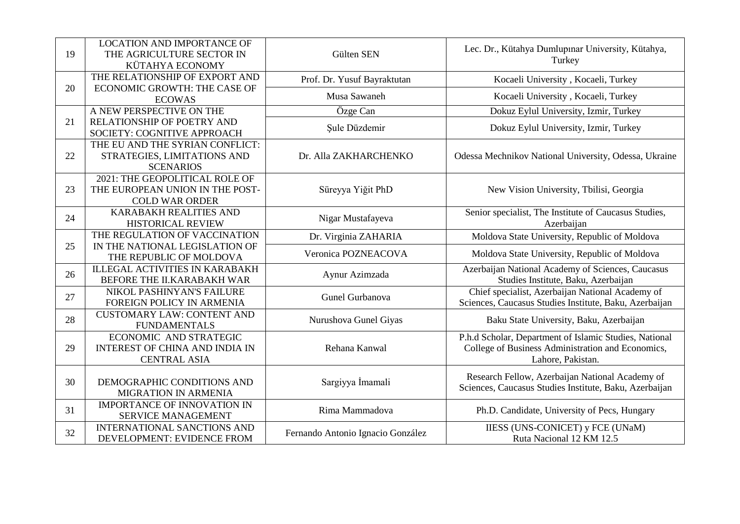| 19 | LOCATION AND IMPORTANCE OF THE AGRICULTURE SECTOR IN KÜTAHYA ECONOMY | Gülten SEN | Lec. Dr., Kütahya Dumlupınar University, Kütahya, Turkey |
|---|---|---|---|
| 20 | THE RELATIONSHIP OF EXPORT AND ECONOMIC GROWTH: THE CASE OF ECOWAS | Prof. Dr. Yusuf Bayraktutan | Kocaeli University , Kocaeli, Turkey |
| | | Musa Sawaneh | Kocaeli University , Kocaeli, Turkey |
| 21 | A NEW PERSPECTIVE ON THE RELATIONSHIP OF POETRY AND SOCIETY: COGNITIVE APPROACH | Özge Can | Dokuz Eylul University, Izmir, Turkey |
| | | Şule Düzdemir | Dokuz Eylul University, Izmir, Turkey |
| 22 | THE EU AND THE SYRIAN CONFLICT: STRATEGIES, LIMITATIONS AND SCENARIOS | Dr. Alla ZAKHARCHENKO | Odessa Mechnikov National University, Odessa, Ukraine |
| 23 | 2021: THE GEOPOLITICAL ROLE OF THE EUROPEAN UNION IN THE POST-COLD WAR ORDER | Süreyya Yiğit PhD | New Vision University, Tbilisi, Georgia |
| 24 | KARABAKH REALITIES AND HISTORICAL REVIEW | Nigar Mustafayeva | Senior specialist, The Institute of Caucasus Studies, Azerbaijan |
| 25 | THE REGULATION OF VACCINATION IN THE NATIONAL LEGISLATION OF THE REPUBLIC OF MOLDOVA | Dr. Virginia ZAHARIA | Moldova State University, Republic of Moldova |
| | | Veronica POZNEACOVA | Moldova State University, Republic of Moldova |
| 26 | ILLEGAL ACTIVITIES IN KARABAKH BEFORE THE II.KARABAKH WAR | Aynur Azimzada | Azerbaijan National Academy of Sciences, Caucasus Studies Institute, Baku, Azerbaijan |
| 27 | NIKOL PASHINYAN'S FAILURE FOREIGN POLICY IN ARMENIA | Gunel Gurbanova | Chief specialist, Azerbaijan National Academy of Sciences, Caucasus Studies Institute, Baku, Azerbaijan |
| 28 | CUSTOMARY LAW: CONTENT AND FUNDAMENTALS | Nurushova Gunel Giyas | Baku State University, Baku, Azerbaijan |
| 29 | ECONOMIC AND STRATEGIC INTEREST OF CHINA AND INDIA IN CENTRAL ASIA | Rehana Kanwal | P.h.d Scholar, Department of Islamic Studies, National College of Business Administration and Economics, Lahore, Pakistan. |
| 30 | DEMOGRAPHIC CONDITIONS AND MIGRATION IN ARMENIA | Sargiyya İmamali | Research Fellow, Azerbaijan National Academy of Sciences, Caucasus Studies Institute, Baku, Azerbaijan |
| 31 | IMPORTANCE OF INNOVATION IN SERVICE MANAGEMENT | Rima Mammadova | Ph.D. Candidate, University of Pecs, Hungary |
| 32 | INTERNATIONAL SANCTIONS AND DEVELOPMENT: EVIDENCE FROM | Fernando Antonio Ignacio González | IIESS (UNS-CONICET) y FCE (UNaM) Ruta Nacional 12 KM 12.5 |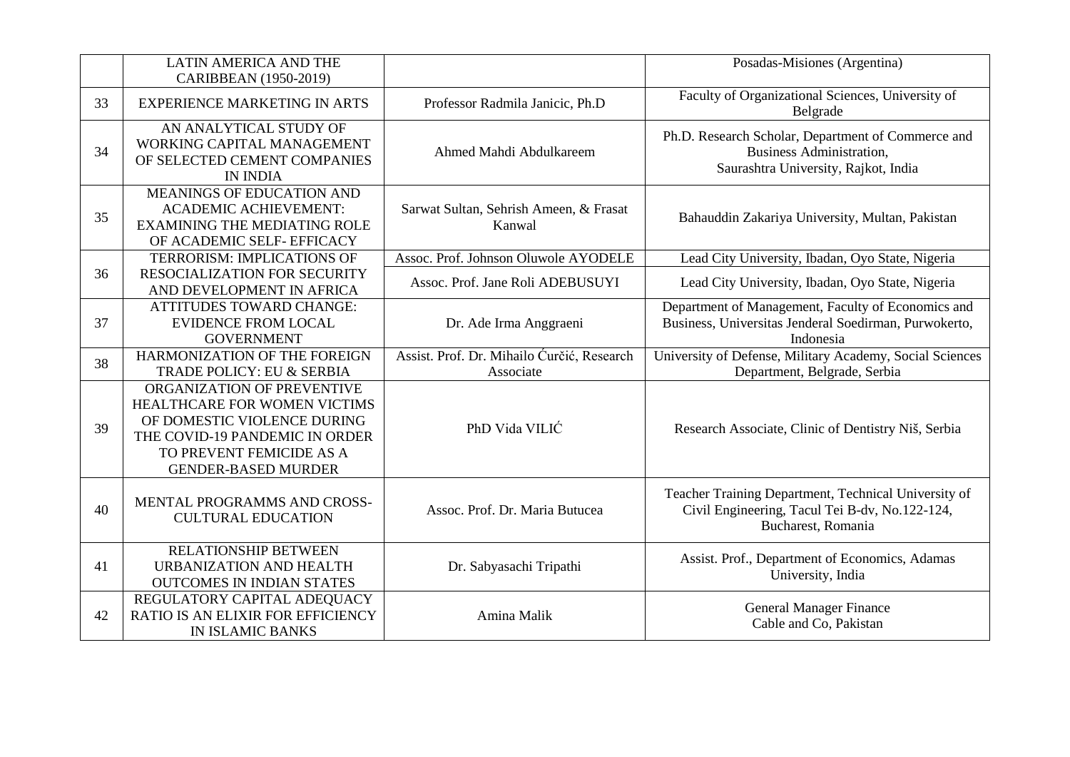| | | | |
|---|---|---|---|
| | LATIN AMERICA AND THE CARIBBEAN (1950-2019) | | Posadas-Misiones (Argentina) |
| 33 | EXPERIENCE MARKETING IN ARTS | Professor Radmila Janicic, Ph.D | Faculty of Organizational Sciences, University of Belgrade |
| 34 | AN ANALYTICAL STUDY OF WORKING CAPITAL MANAGEMENT OF SELECTED CEMENT COMPANIES IN INDIA | Ahmed Mahdi Abdulkareem | Ph.D. Research Scholar, Department of Commerce and Business Administration, Saurashtra University, Rajkot, India |
| 35 | MEANINGS OF EDUCATION AND ACADEMIC ACHIEVEMENT: EXAMINING THE MEDIATING ROLE OF ACADEMIC SELF- EFFICACY | Sarwat Sultan, Sehrish Ameen, & Frasat Kanwal | Bahauddin Zakariya University, Multan, Pakistan |
| 36 | TERRORISM: IMPLICATIONS OF RESOCIALIZATION FOR SECURITY AND DEVELOPMENT IN AFRICA | Assoc. Prof. Johnson Oluwole AYODELE | Lead City University, Ibadan, Oyo State, Nigeria |
| | | Assoc. Prof. Jane Roli ADEBUSUYI | Lead City University, Ibadan, Oyo State, Nigeria |
| 37 | ATTITUDES TOWARD CHANGE: EVIDENCE FROM LOCAL GOVERNMENT | Dr. Ade Irma Anggraeni | Department of Management, Faculty of Economics and Business, Universitas Jenderal Soedirman, Purwokerto, Indonesia |
| 38 | HARMONIZATION OF THE FOREIGN TRADE POLICY: EU & SERBIA | Assist. Prof. Dr. Mihailo Ćurčić, Research Associate | University of Defense, Military Academy, Social Sciences Department, Belgrade, Serbia |
| 39 | ORGANIZATION OF PREVENTIVE HEALTHCARE FOR WOMEN VICTIMS OF DOMESTIC VIOLENCE DURING THE COVID-19 PANDEMIC IN ORDER TO PREVENT FEMICIDE AS A GENDER-BASED MURDER | PhD Vida VILIĆ | Research Associate, Clinic of Dentistry Niš, Serbia |
| 40 | MENTAL PROGRAMMS AND CROSS-CULTURAL EDUCATION | Assoc. Prof. Dr. Maria Butucea | Teacher Training Department, Technical University of Civil Engineering, Tacul Tei B-dv, No.122-124, Bucharest, Romania |
| 41 | RELATIONSHIP BETWEEN URBANIZATION AND HEALTH OUTCOMES IN INDIAN STATES | Dr. Sabyasachi Tripathi | Assist. Prof., Department of Economics, Adamas University, India |
| 42 | REGULATORY CAPITAL ADEQUACY RATIO IS AN ELIXIR FOR EFFICIENCY IN ISLAMIC BANKS | Amina Malik | General Manager Finance Cable and Co, Pakistan |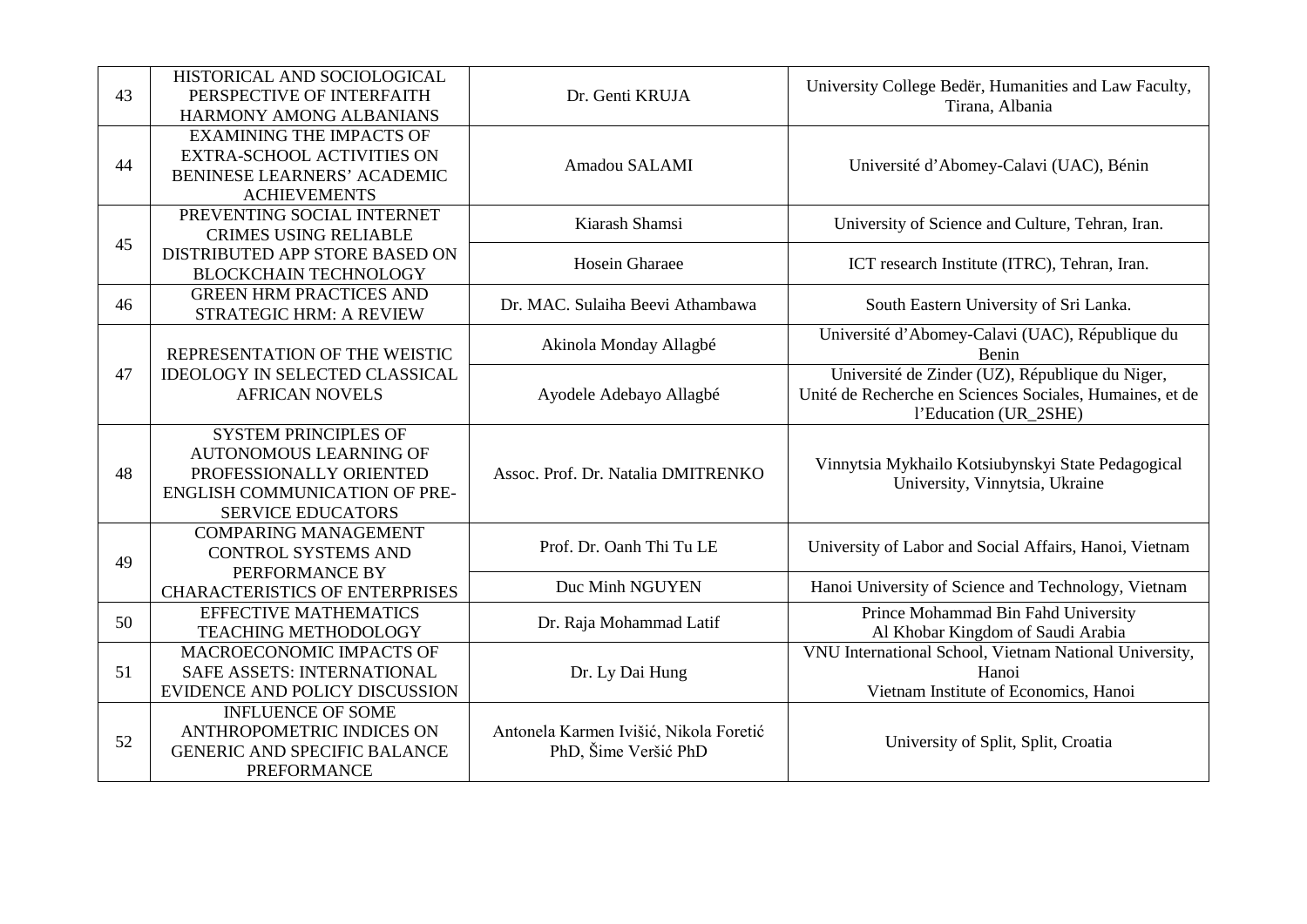| 43 | HISTORICAL AND SOCIOLOGICAL PERSPECTIVE OF INTERFAITH HARMONY AMONG ALBANIANS | Dr. Genti KRUJA | University College Bedër, Humanities and Law Faculty, Tirana, Albania |
|---|---|---|---|
| 44 | EXAMINING THE IMPACTS OF EXTRA-SCHOOL ACTIVITIES ON BENINESE LEARNERS' ACADEMIC ACHIEVEMENTS | Amadou SALAMI | Université d'Abomey-Calavi (UAC), Bénin |
| 45 | PREVENTING SOCIAL INTERNET CRIMES USING RELIABLE DISTRIBUTED APP STORE BASED ON BLOCKCHAIN TECHNOLOGY | Kiarash Shamsi | University of Science and Culture, Tehran, Iran. |
| | | Hosein Gharaee | ICT research Institute (ITRC), Tehran, Iran. |
| 46 | GREEN HRM PRACTICES AND STRATEGIC HRM: A REVIEW | Dr. MAC. Sulaiha Beevi Athambawa | South Eastern University of Sri Lanka. |
| 47 | REPRESENTATION OF THE WEISTIC IDEOLOGY IN SELECTED CLASSICAL AFRICAN NOVELS | Akinola Monday Allagbé | Université d'Abomey-Calavi (UAC), République du Benin |
| | | Ayodele Adebayo Allagbé | Université de Zinder (UZ), République du Niger, Unité de Recherche en Sciences Sociales, Humaines, et de l'Education (UR_2SHE) |
| 48 | SYSTEM PRINCIPLES OF AUTONOMOUS LEARNING OF PROFESSIONALLY ORIENTED ENGLISH COMMUNICATION OF PRE-SERVICE EDUCATORS | Assoc. Prof. Dr. Natalia DMITRENKO | Vinnytsia Mykhailo Kotsiubynskyi State Pedagogical University, Vinnytsia, Ukraine |
| 49 | COMPARING MANAGEMENT CONTROL SYSTEMS AND PERFORMANCE BY CHARACTERISTICS OF ENTERPRISES | Prof. Dr. Oanh Thi Tu LE | University of Labor and Social Affairs, Hanoi, Vietnam |
| | | Duc Minh NGUYEN | Hanoi University of Science and Technology, Vietnam |
| 50 | EFFECTIVE MATHEMATICS TEACHING METHODOLOGY | Dr. Raja Mohammad Latif | Prince Mohammad Bin Fahd University Al Khobar Kingdom of Saudi Arabia |
| 51 | MACROECONOMIC IMPACTS OF SAFE ASSETS: INTERNATIONAL EVIDENCE AND POLICY DISCUSSION | Dr. Ly Dai Hung | VNU International School, Vietnam National University, Hanoi Vietnam Institute of Economics, Hanoi |
| 52 | INFLUENCE OF SOME ANTHROPOMETRIC INDICES ON GENERIC AND SPECIFIC BALANCE PREFORMANCE | Antonela Karmen Ivišić, Nikola Foretić PhD, Šime Veršić PhD | University of Split, Split, Croatia |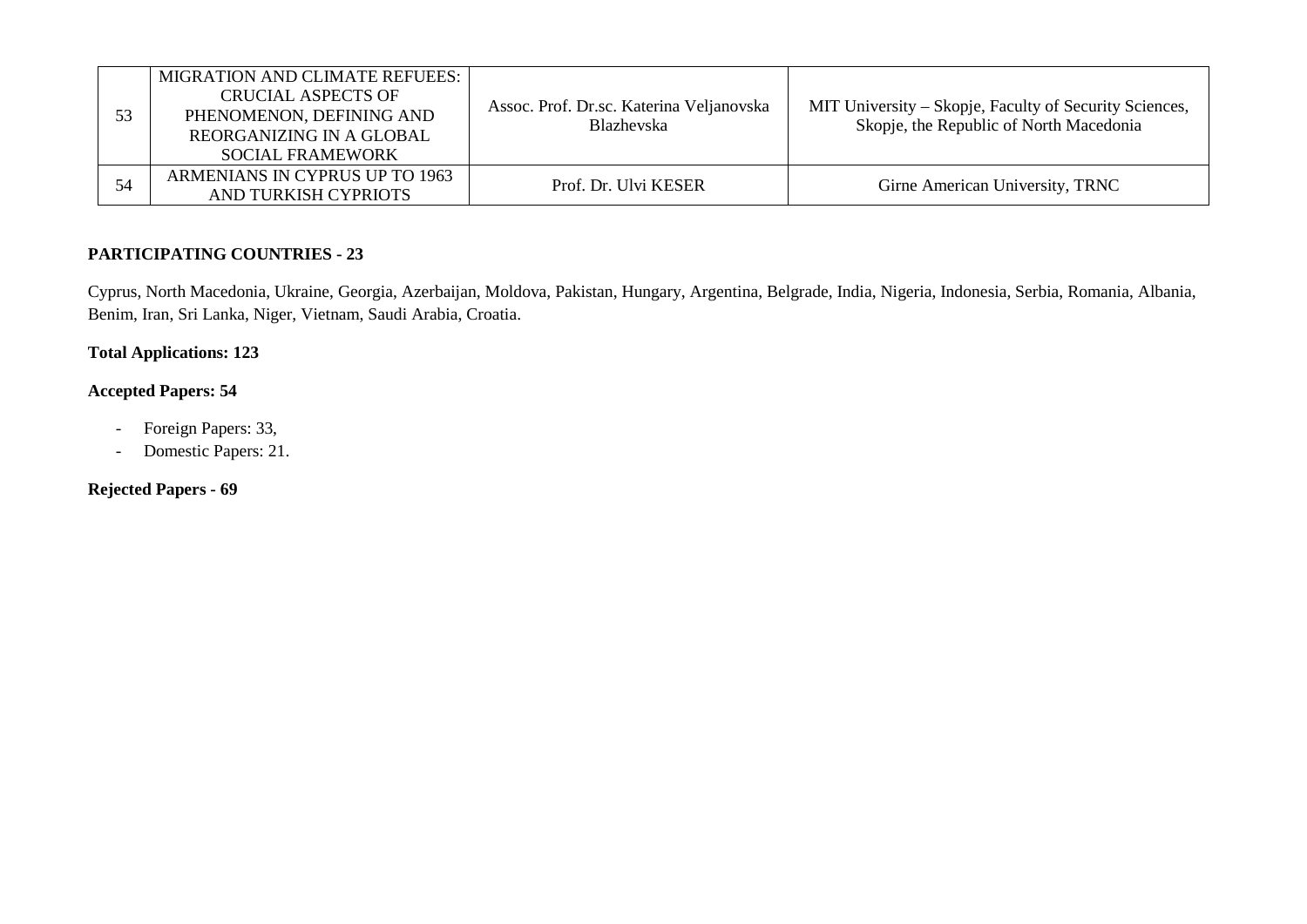| | | | |
|---|---|---|---|
| 53 | MIGRATION AND CLIMATE REFUEES: CRUCIAL ASPECTS OF PHENOMENON, DEFINING AND REORGANIZING IN A GLOBAL SOCIAL FRAMEWORK | Assoc. Prof. Dr.sc. Katerina Veljanovska Blazhevska | MIT University – Skopje, Faculty of Security Sciences, Skopje, the Republic of North Macedonia |
| 54 | ARMENIANS IN CYPRUS UP TO 1963 AND TURKISH CYPRIOTS | Prof. Dr. Ulvi KESER | Girne American University, TRNC |

**PARTICIPATING COUNTRIES - 23**

Cyprus, North Macedonia, Ukraine, Georgia, Azerbaijan, Moldova, Pakistan, Hungary, Argentina, Belgrade, India, Nigeria, Indonesia, Serbia, Romania, Albania, Benim, Iran, Sri Lanka, Niger, Vietnam, Saudi Arabia, Croatia.

**Total Applications: 123**

**Accepted Papers: 54**

- Foreign Papers: 33,
- Domestic Papers: 21.

**Rejected Papers - 69**